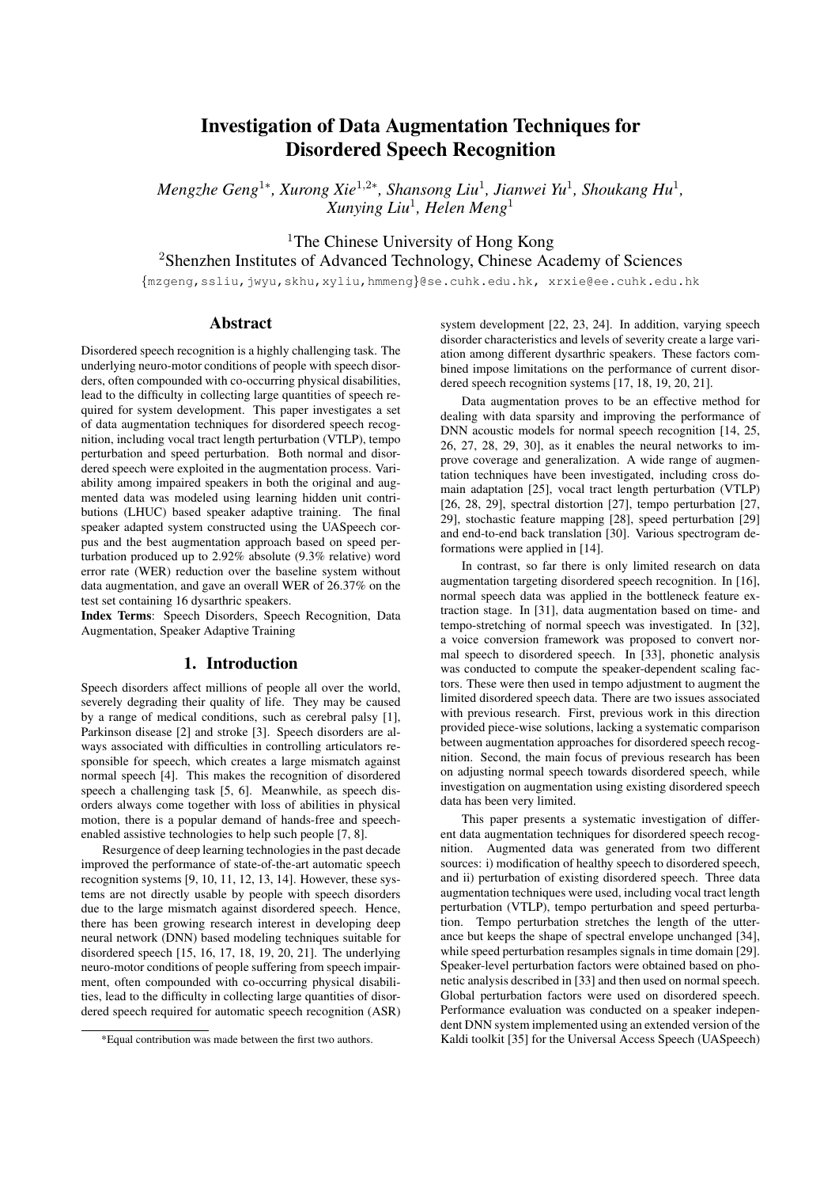# Investigation of Data Augmentation Techniques for Disordered Speech Recognition

*Mengzhe Geng*[1*], *Xurong Xie*[1,2*], *Shansong Liu*[1], *Jianwei Yu*[1], *Shoukang Hu*[1], *Xunying Liu*[1], *Helen Meng*[1]

[1]The Chinese University of Hong Kong
[2]Shenzhen Institutes of Advanced Technology, Chinese Academy of Sciences

{mzgeng,ssliu,jwyu,skhu,xyliu,hmmeng}@se.cuhk.edu.hk, xrxie@ee.cuhk.edu.hk

## Abstract

Disordered speech recognition is a highly challenging task. The underlying neuro-motor conditions of people with speech disorders, often compounded with co-occurring physical disabilities, lead to the difficulty in collecting large quantities of speech required for system development. This paper investigates a set of data augmentation techniques for disordered speech recognition, including vocal tract length perturbation (VTLP), tempo perturbation and speed perturbation. Both normal and disordered speech were exploited in the augmentation process. Variability among impaired speakers in both the original and augmented data was modeled using learning hidden unit contributions (LHUC) based speaker adaptive training. The final speaker adapted system constructed using the UASpeech corpus and the best augmentation approach based on speed perturbation produced up to 2.92% absolute (9.3% relative) word error rate (WER) reduction over the baseline system without data augmentation, and gave an overall WER of 26.37% on the test set containing 16 dysarthric speakers.

**Index Terms**: Speech Disorders, Speech Recognition, Data Augmentation, Speaker Adaptive Training

## 1. Introduction

Speech disorders affect millions of people all over the world, severely degrading their quality of life. They may be caused by a range of medical conditions, such as cerebral palsy [1], Parkinson disease [2] and stroke [3]. Speech disorders are always associated with difficulties in controlling articulators responsible for speech, which creates a large mismatch against normal speech [4]. This makes the recognition of disordered speech a challenging task [5, 6]. Meanwhile, as speech disorders always come together with loss of abilities in physical motion, there is a popular demand of hands-free and speech-enabled assistive technologies to help such people [7, 8].

Resurgence of deep learning technologies in the past decade improved the performance of state-of-the-art automatic speech recognition systems [9, 10, 11, 12, 13, 14]. However, these systems are not directly usable by people with speech disorders due to the large mismatch against disordered speech. Hence, there has been growing research interest in developing deep neural network (DNN) based modeling techniques suitable for disordered speech [15, 16, 17, 18, 19, 20, 21]. The underlying neuro-motor conditions of people suffering from speech impairment, often compounded with co-occurring physical disabilities, lead to the difficulty in collecting large quantities of disordered speech required for automatic speech recognition (ASR) system development [22, 23, 24]. In addition, varying speech disorder characteristics and levels of severity create a large variation among different dysarthric speakers. These factors combined impose limitations on the performance of current disordered speech recognition systems [17, 18, 19, 20, 21].

Data augmentation proves to be an effective method for dealing with data sparsity and improving the performance of DNN acoustic models for normal speech recognition [14, 25, 26, 27, 28, 29, 30], as it enables the neural networks to improve coverage and generalization. A wide range of augmentation techniques have been investigated, including cross domain adaptation [25], vocal tract length perturbation (VTLP) [26, 28, 29], spectral distortion [27], tempo perturbation [27, 29], stochastic feature mapping [28], speed perturbation [29] and end-to-end back translation [30]. Various spectrogram deformations were applied in [14].

In contrast, so far there is only limited research on data augmentation targeting disordered speech recognition. In [16], normal speech data was applied in the bottleneck feature extraction stage. In [31], data augmentation based on time- and tempo-stretching of normal speech was investigated. In [32], a voice conversion framework was proposed to convert normal speech to disordered speech. In [33], phonetic analysis was conducted to compute the speaker-dependent scaling factors. These were then used in tempo adjustment to augment the limited disordered speech data. There are two issues associated with previous research. First, previous work in this direction provided piece-wise solutions, lacking a systematic comparison between augmentation approaches for disordered speech recognition. Second, the main focus of previous research has been on adjusting normal speech towards disordered speech, while investigation on augmentation using existing disordered speech data has been very limited.

This paper presents a systematic investigation of different data augmentation techniques for disordered speech recognition. Augmented data was generated from two different sources: i) modification of healthy speech to disordered speech, and ii) perturbation of existing disordered speech. Three data augmentation techniques were used, including vocal tract length perturbation (VTLP), tempo perturbation and speed perturbation. Tempo perturbation stretches the length of the utterance but keeps the shape of spectral envelope unchanged [34], while speed perturbation resamples signals in time domain [29]. Speaker-level perturbation factors were obtained based on phonetic analysis described in [33] and then used on normal speech. Global perturbation factors were used on disordered speech. Performance evaluation was conducted on a speaker independent DNN system implemented using an extended version of the Kaldi toolkit [35] for the Universal Access Speech (UASpeech)

*Equal contribution was made between the first two authors.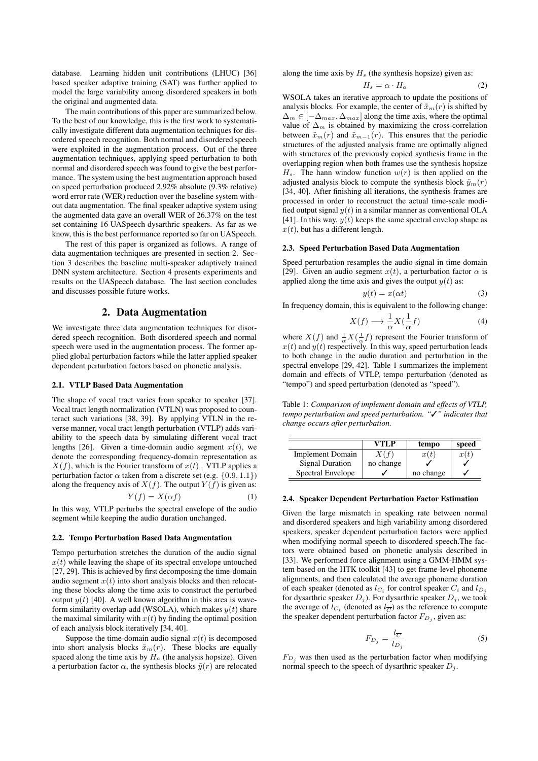database. Learning hidden unit contributions (LHUC) [36] based speaker adaptive training (SAT) was further applied to model the large variability among disordered speakers in both the original and augmented data.

The main contributions of this paper are summarized below. To the best of our knowledge, this is the first work to systematically investigate different data augmentation techniques for disordered speech recognition. Both normal and disordered speech were exploited in the augmentation process. Out of the three augmentation techniques, applying speed perturbation to both normal and disordered speech was found to give the best performance. The system using the best augmentation approach based on speed perturbation produced 2.92% absolute (9.3% relative) word error rate (WER) reduction over the baseline system without data augmentation. The final speaker adaptive system using the augmented data gave an overall WER of 26.37% on the test set containing 16 UASpeech dysarthric speakers. As far as we know, this is the best performance reported so far on UASpeech.

The rest of this paper is organized as follows. A range of data augmentation techniques are presented in section 2. Section 3 describes the baseline multi-speaker adaptively trained DNN system architecture. Section 4 presents experiments and results on the UASpeech database. The last section concludes and discusses possible future works.

## 2. Data Augmentation

We investigate three data augmentation techniques for disordered speech recognition. Both disordered speech and normal speech were used in the augmentation process. The former applied global perturbation factors while the latter applied speaker dependent perturbation factors based on phonetic analysis.

### 2.1. VTLP Based Data Augmentation

The shape of vocal tract varies from speaker to speaker [37]. Vocal tract length normalization (VTLN) was proposed to counteract such variations [38, 39]. By applying VTLN in the reverse manner, vocal tract length perturbation (VTLP) adds variability to the speech data by simulating different vocal tract lengths [26]. Given a time-domain audio segment $x(t)$, we denote the corresponding frequency-domain representation as $X(f)$, which is the Fourier transform of $x(t)$ . VTLP applies a perturbation factor $\alpha$ taken from a discrete set (e.g. $\{0.9, 1.1\}$) along the frequency axis of $X(f)$. The output $Y(f)$ is given as:

$$Y(f) = X(\alpha f) \tag{1}$$

In this way, VTLP perturbs the spectral envelope of the audio segment while keeping the audio duration unchanged.

### 2.2. Tempo Perturbation Based Data Augmentation

Tempo perturbation stretches the duration of the audio signal $x(t)$ while leaving the shape of its spectral envelope untouched [27, 29]. This is achieved by first decomposing the time-domain audio segment $x(t)$ into short analysis blocks and then relocating these blocks along the time axis to construct the perturbed output $y(t)$ [40]. A well known algorithm in this area is waveform similarity overlap-add (WSOLA), which makes $y(t)$ share the maximal similarity with $x(t)$ by finding the optimal position of each analysis block iteratively [34, 40].

Suppose the time-domain audio signal $x(t)$ is decomposed into short analysis blocks $\tilde{x}_m(r)$. These blocks are equally spaced along the time axis by $H_a$ (the analysis hopsize). Given a perturbation factor $\alpha$, the synthesis blocks $\tilde{y}(r)$ are relocated along the time axis by $H_s$ (the synthesis hopsize) given as:

$$H_s = \alpha \cdot H_a \tag{2}$$

WSOLA takes an iterative approach to update the positions of analysis blocks. For example, the center of $\tilde{x}_m(r)$ is shifted by $\Delta_m \in [-\Delta_{max}, \Delta_{max}]$ along the time axis, where the optimal value of $\Delta_m$ is obtained by maximizing the cross-correlation between $\tilde{x}_m(r)$ and $\tilde{x}_{m-1}(r)$. This ensures that the periodic structures of the adjusted analysis frame are optimally aligned with structures of the previously copied synthesis frame in the overlapping region when both frames use the synthesis hopsize $H_s$. The hann window function $w(r)$ is then applied on the adjusted analysis block to compute the synthesis block $\tilde{y}_m(r)$ [34, 40]. After finishing all iterations, the synthesis frames are processed in order to reconstruct the actual time-scale modified output signal $y(t)$ in a similar manner as conventional OLA [41]. In this way, $y(t)$ keeps the same spectral envelop shape as $x(t)$, but has a different length.

### 2.3. Speed Perturbation Based Data Augmentation

Speed perturbation resamples the audio signal in time domain [29]. Given an audio segment $x(t)$, a perturbation factor $\alpha$ is applied along the time axis and gives the output $y(t)$ as:

$$y(t) = x(\alpha t) \tag{3}$$

In frequency domain, this is equivalent to the following change:

$$X(f) \longrightarrow \frac{1}{\alpha} X(\frac{1}{\alpha} f) \tag{4}$$

where $X(f)$ and $\frac{1}{\alpha}X(\frac{1}{\alpha}f)$ represent the Fourier transform of $x(t)$ and $y(t)$ respectively. In this way, speed perturbation leads to both change in the audio duration and perturbation in the spectral envelope [29, 42]. Table 1 summarizes the implement domain and effects of VTLP, tempo perturbation (denoted as "tempo") and speed perturbation (denoted as "speed").

*Table 1: Comparison of implement domain and effects of VTLP, tempo perturbation and speed perturbation. "✓" indicates that change occurs after perturbation.*

| | **VTLP** | **tempo** | **speed** |
|---|---|---|---|
| Implement Domain | $X(f)$ | $x(t)$ | $x(t)$ |
| Signal Duration | no change | ✓ | ✓ |
| Spectral Envelope | ✓ | no change | ✓ |

### 2.4. Speaker Dependent Perturbation Factor Estimation

Given the large mismatch in speaking rate between normal and disordered speakers and high variability among disordered speakers, speaker dependent perturbation factors were applied when modifying normal speech to disordered speech.The factors were obtained based on phonetic analysis described in [33]. We performed force alignment using a GMM-HMM system based on the HTK toolkit [43] to get frame-level phoneme alignments, and then calculated the average phoneme duration of each speaker (denoted as $l_{C_i}$ for control speaker $C_i$ and $l_{D_j}$ for dysarthric speaker $D_j$). For dysarthric speaker $D_j$, we took the average of $l_{C_i}$ (denoted as $l_{\overline{C}}$) as the reference to compute the speaker dependent perturbation factor $F_{D_j}$, given as:

$$F_{D_j} = \frac{l_{\overline{C}}}{l_{D_j}} \tag{5}$$

$F_{D_j}$ was then used as the perturbation factor when modifying normal speech to the speech of dysarthric speaker $D_j$.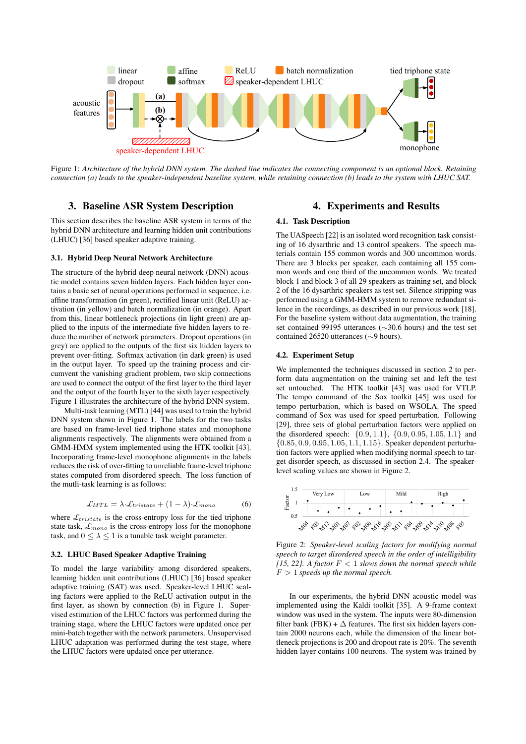Figure 1: *Architecture of the hybrid DNN system. The dashed line indicates the connecting component is an optional block. Retaining connection (a) leads to the speaker-independent baseline system, while retaining connection (b) leads to the system with LHUC SAT.*

## 3. Baseline ASR System Description

This section describes the baseline ASR system in terms of the hybrid DNN architecture and learning hidden unit contributions (LHUC) [36] based speaker adaptive training.

### 3.1. Hybrid Deep Neural Network Architecture

The structure of the hybrid deep neural network (DNN) acoustic model contains seven hidden layers. Each hidden layer contains a basic set of neural operations performed in sequence, i.e. affine transformation (in green), rectified linear unit (ReLU) activation (in yellow) and batch normalization (in orange). Apart from this, linear bottleneck projections (in light green) are applied to the inputs of the intermediate five hidden layers to reduce the number of network parameters. Dropout operations (in grey) are applied to the outputs of the first six hidden layers to prevent over-fitting. Softmax activation (in dark green) is used in the output layer. To speed up the training process and circumvent the vanishing gradient problem, two skip connections are used to connect the output of the first layer to the third layer and the output of the fourth layer to the sixth layer respectively. Figure 1 illustrates the architecture of the hybrid DNN system.

Multi-task learning (MTL) [44] was used to train the hybrid DNN system shown in Figure 1. The labels for the two tasks are based on frame-level tied triphone states and monophone alignments respectively. The alignments were obtained from a GMM-HMM system implemented using the HTK toolkit [43]. Incorporating frame-level monophone alignments in the labels reduces the risk of over-fitting to unreliable frame-level triphone states computed from disordered speech. The loss function of the mutli-task learning is as follows:

$$\mathcal{L}_{MTL} = \lambda \cdot \mathcal{L}_{tristate} + (1 - \lambda) \cdot \mathcal{L}_{mono} \tag{6}$$

where $\mathcal{L}_{tristate}$ is the cross-entropy loss for the tied triphone state task, $\mathcal{L}_{mono}$ is the cross-entropy loss for the monophone task, and $0 \leq \lambda \leq 1$ is a tunable task weight parameter.

### 3.2. LHUC Based Speaker Adaptive Training

To model the large variability among disordered speakers, learning hidden unit contributions (LHUC) [36] based speaker adaptive training (SAT) was used. Speaker-level LHUC scaling factors were applied to the ReLU activation output in the first layer, as shown by connection (b) in Figure 1. Supervised estimation of the LHUC factors was performed during the training stage, where the LHUC factors were updated once per mini-batch together with the network parameters. Unsupervised LHUC adaptation was performed during the test stage, where the LHUC factors were updated once per utterance.

## 4. Experiments and Results

### 4.1. Task Description

The UASpeech [22] is an isolated word recognition task consisting of 16 dysarthric and 13 control speakers. The speech materials contain 155 common words and 300 uncommon words. There are 3 blocks per speaker, each containing all 155 common words and one third of the uncommon words. We treated block 1 and block 3 of all 29 speakers as training set, and block 2 of the 16 dysarthric speakers as test set. Silence stripping was performed using a GMM-HMM system to remove redundant silence in the recordings, as described in our previous work [18]. For the baseline system without data augmentation, the training set contained 99195 utterances (∼30.6 hours) and the test set contained 26520 utterances (∼9 hours).

### 4.2. Experiment Setup

We implemented the techniques discussed in section 2 to perform data augmentation on the training set and left the test set untouched. The HTK toolkit [43] was used for VTLP. The tempo command of the Sox toolkit [45] was used for tempo perturbation, which is based on WSOLA. The speed command of Sox was used for speed perturbation. Following [29], three sets of global perturbation factors were applied on the disordered speech: $\{0.9, 1.1\}$, $\{0.9, 0.95, 1.05, 1.1\}$ and $\{0.85, 0.9, 0.95, 1.05, 1.1, 1.15\}$. Speaker dependent perturbation factors were applied when modifying normal speech to target disorder speech, as discussed in section 2.4. The speaker-level scaling values are shown in Figure 2.

Figure 2: *Speaker-level scaling factors for modifying normal speech to target disordered speech in the order of intelligibility [15, 22]. A factor $F < 1$ slows down the normal speech while $F > 1$ speeds up the normal speech.*

In our experiments, the hybrid DNN acoustic model was implemented using the Kaldi toolkit [35]. A 9-frame context window was used in the system. The inputs were 80-dimension filter bank (FBK) + $\Delta$ features. The first six hidden layers contain 2000 neurons each, while the dimension of the linear bottleneck projections is 200 and dropout rate is 20%. The seventh hidden layer contains 100 neurons. The system was trained by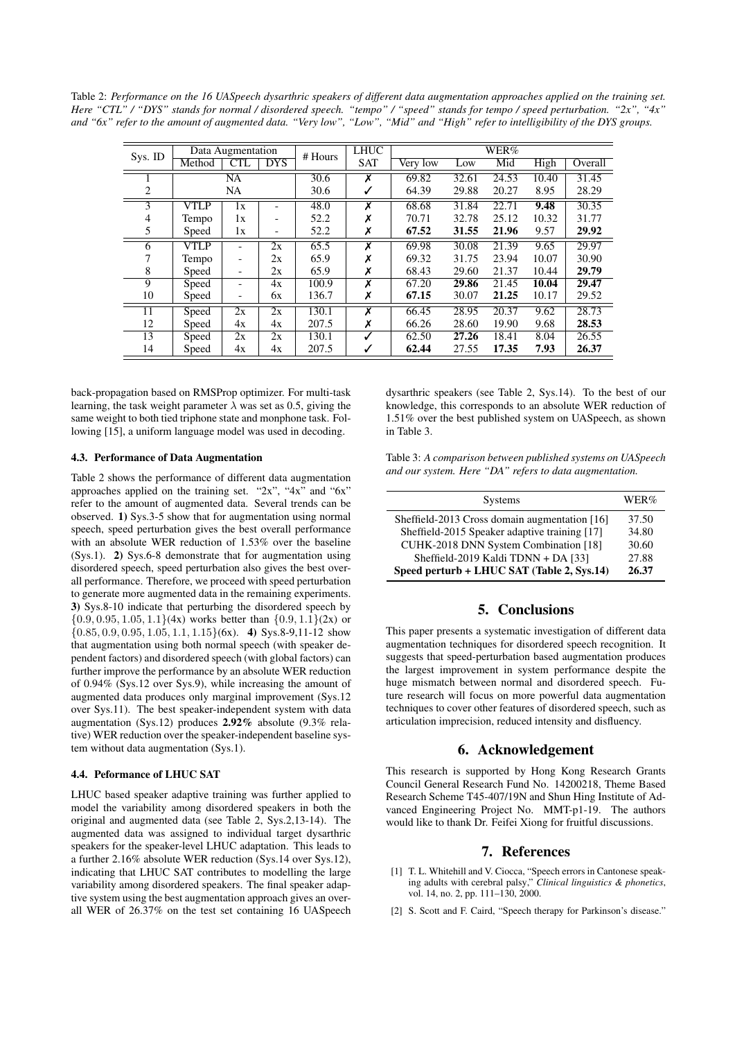Table 2: *Performance on the 16 UASpeech dysarthric speakers of different data augmentation approaches applied on the training set. Here "CTL" / "DYS" stands for normal / disordered speech. "tempo" / "speed" stands for tempo / speed perturbation. "2x", "4x" and "6x" refer to the amount of augmented data. "Very low", "Low", "Mid" and "High" refer to intelligibility of the DYS groups.*

| Sys. ID | Data Augmentation | | | # Hours | LHUC | WER% | | | | |
|---|---|---|---|---|---|---|---|---|---|---|
| | Method | CTL | DYS | | SAT | Very low | Low | Mid | High | Overall |
| 1 | NA | | | 30.6 | ✗ | 69.82 | 32.61 | 24.53 | 10.40 | 31.45 |
| 2 | NA | | | 30.6 | ✓ | 64.39 | 29.88 | 20.27 | 8.95 | 28.29 |
| 3 | VTLP | 1x | - | 48.0 | ✗ | 68.68 | 31.84 | 22.71 | **9.48** | 30.35 |
| 4 | Tempo | 1x | - | 52.2 | ✗ | 70.71 | 32.78 | 25.12 | 10.32 | 31.77 |
| 5 | Speed | 1x | - | 52.2 | ✗ | **67.52** | **31.55** | **21.96** | 9.57 | **29.92** |
| 6 | VTLP | - | 2x | 65.5 | ✗ | 69.98 | 30.08 | 21.39 | 9.65 | 29.97 |
| 7 | Tempo | - | 2x | 65.9 | ✗ | 69.32 | 31.75 | 23.94 | 10.07 | 30.90 |
| 8 | Speed | - | 2x | 65.9 | ✗ | 68.43 | 29.60 | 21.37 | 10.44 | **29.79** |
| 9 | Speed | - | 4x | 100.9 | ✗ | 67.20 | **29.86** | 21.45 | **10.04** | **29.47** |
| 10 | Speed | - | 6x | 136.7 | ✗ | **67.15** | 30.07 | **21.25** | 10.17 | 29.52 |
| 11 | Speed | 2x | 2x | 130.1 | ✗ | 66.45 | 28.95 | 20.37 | 9.62 | 28.73 |
| 12 | Speed | 4x | 4x | 207.5 | ✗ | 66.26 | 28.60 | 19.90 | 9.68 | **28.53** |
| 13 | Speed | 2x | 2x | 130.1 | ✓ | 62.50 | **27.26** | 18.41 | 8.04 | 26.55 |
| 14 | Speed | 4x | 4x | 207.5 | ✓ | **62.44** | 27.55 | **17.35** | **7.93** | **26.37** |

back-propagation based on RMSProp optimizer. For multi-task learning, the task weight parameter $\lambda$ was set as 0.5, giving the same weight to both tied triphone state and monphone task. Following [15], a uniform language model was used in decoding.

### 4.3. Performance of Data Augmentation

Table 2 shows the performance of different data augmentation approaches applied on the training set. "2x", "4x" and "6x" refer to the amount of augmented data. Several trends can be observed. **1)** Sys.3-5 show that for augmentation using normal speech, speed perturbation gives the best overall performance with an absolute WER reduction of 1.53% over the baseline (Sys.1). **2)** Sys.6-8 demonstrate that for augmentation using disordered speech, speed perturbation also gives the best overall performance. Therefore, we proceed with speed perturbation to generate more augmented data in the remaining experiments. **3)** Sys.8-10 indicate that perturbing the disordered speech by $\{0.9, 0.95, 1.05, 1.1\}$(4x) works better than $\{0.9, 1.1\}$(2x) or $\{0.85, 0.9, 0.95, 1.05, 1.1, 1.15\}$(6x). **4)** Sys.8-9,11-12 show that augmentation using both normal speech (with speaker dependent factors) and disordered speech (with global factors) can further improve the performance by an absolute WER reduction of 0.94% (Sys.12 over Sys.9), while increasing the amount of augmented data produces only marginal improvement (Sys.12 over Sys.11). The best speaker-independent system with data augmentation (Sys.12) produces **2.92%** absolute (9.3% relative) WER reduction over the speaker-independent baseline system without data augmentation (Sys.1).

### 4.4. Peformance of LHUC SAT

LHUC based speaker adaptive training was further applied to model the variability among disordered speakers in both the original and augmented data (see Table 2, Sys.2,13-14). The augmented data was assigned to individual target dysarthric speakers for the speaker-level LHUC adaptation. This leads to a further 2.16% absolute WER reduction (Sys.14 over Sys.12), indicating that LHUC SAT contributes to modelling the large variability among disordered speakers. The final speaker adaptive system using the best augmentation approach gives an overall WER of 26.37% on the test set containing 16 UASpeech dysarthric speakers (see Table 2, Sys.14). To the best of our knowledge, this corresponds to an absolute WER reduction of 1.51% over the best published system on UASpeech, as shown in Table 3.

Table 3: *A comparison between published systems on UASpeech and our system. Here "DA" refers to data augmentation.*

| Systems | WER% |
|---|---|
| Sheffield-2013 Cross domain augmentation [16] | 37.50 |
| Sheffield-2015 Speaker adaptive training [17] | 34.80 |
| CUHK-2018 DNN System Combination [18] | 30.60 |
| Sheffield-2019 Kaldi TDNN + DA [33] | 27.88 |
| **Speed perturb + LHUC SAT (Table 2, Sys.14)** | **26.37** |

## 5. Conclusions

This paper presents a systematic investigation of different data augmentation techniques for disordered speech recognition. It suggests that speed-perturbation based augmentation produces the largest improvement in system performance despite the huge mismatch between normal and disordered speech. Future research will focus on more powerful data augmentation techniques to cover other features of disordered speech, such as articulation imprecision, reduced intensity and disfluency.

## 6. Acknowledgement

This research is supported by Hong Kong Research Grants Council General Research Fund No. 14200218, Theme Based Research Scheme T45-407/19N and Shun Hing Institute of Advanced Engineering Project No. MMT-p1-19. The authors would like to thank Dr. Feifei Xiong for fruitful discussions.

## 7. References

[1] T. L. Whitehill and V. Ciocca, "Speech errors in Cantonese speaking adults with cerebral palsy," *Clinical linguistics & phonetics*, vol. 14, no. 2, pp. 111–130, 2000.

[2] S. Scott and F. Caird, "Speech therapy for Parkinson's disease."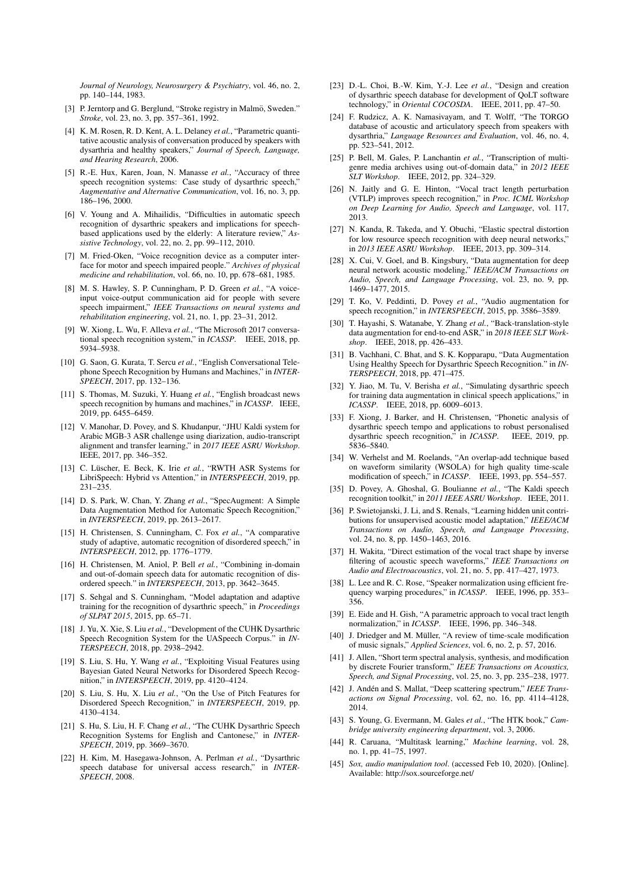*Journal of Neurology, Neurosurgery & Psychiatry*, vol. 46, no. 2, pp. 140–144, 1983.

[3] P. Jerntorp and G. Berglund, "Stroke registry in Malmö, Sweden." *Stroke*, vol. 23, no. 3, pp. 357–361, 1992.

[4] K. M. Rosen, R. D. Kent, A. L. Delaney *et al.*, "Parametric quantitative acoustic analysis of conversation produced by speakers with dysarthria and healthy speakers," *Journal of Speech, Language, and Hearing Research*, 2006.

[5] R.-E. Hux, Karen, Joan, N. Manasse *et al.*, "Accuracy of three speech recognition systems: Case study of dysarthric speech," *Augmentative and Alternative Communication*, vol. 16, no. 3, pp. 186–196, 2000.

[6] V. Young and A. Mihailidis, "Difficulties in automatic speech recognition of dysarthric speakers and implications for speech-based applications used by the elderly: A literature review," *Assistive Technology*, vol. 22, no. 2, pp. 99–112, 2010.

[7] M. Fried-Oken, "Voice recognition device as a computer interface for motor and speech impaired people." *Archives of physical medicine and rehabilitation*, vol. 66, no. 10, pp. 678–681, 1985.

[8] M. S. Hawley, S. P. Cunningham, P. D. Green *et al.*, "A voice-input voice-output communication aid for people with severe speech impairment," *IEEE Transactions on neural systems and rehabilitation engineering*, vol. 21, no. 1, pp. 23–31, 2012.

[9] W. Xiong, L. Wu, F. Alleva *et al.*, "The Microsoft 2017 conversational speech recognition system," in *ICASSP*. IEEE, 2018, pp. 5934–5938.

[10] G. Saon, G. Kurata, T. Sercu *et al.*, "English Conversational Telephone Speech Recognition by Humans and Machines," in *INTERSPEECH*, 2017, pp. 132–136.

[11] S. Thomas, M. Suzuki, Y. Huang *et al.*, "English broadcast news speech recognition by humans and machines," in *ICASSP*. IEEE, 2019, pp. 6455–6459.

[12] V. Manohar, D. Povey, and S. Khudanpur, "JHU Kaldi system for Arabic MGB-3 ASR challenge using diarization, audio-transcript alignment and transfer learning," in *2017 IEEE ASRU Workshop*. IEEE, 2017, pp. 346–352.

[13] C. Lüscher, E. Beck, K. Irie *et al.*, "RWTH ASR Systems for LibriSpeech: Hybrid vs Attention," in *INTERSPEECH*, 2019, pp. 231–235.

[14] D. S. Park, W. Chan, Y. Zhang *et al.*, "SpecAugment: A Simple Data Augmentation Method for Automatic Speech Recognition," in *INTERSPEECH*, 2019, pp. 2613–2617.

[15] H. Christensen, S. Cunningham, C. Fox *et al.*, "A comparative study of adaptive, automatic recognition of disordered speech," in *INTERSPEECH*, 2012, pp. 1776–1779.

[16] H. Christensen, M. Aniol, P. Bell *et al.*, "Combining in-domain and out-of-domain speech data for automatic recognition of disordered speech." in *INTERSPEECH*, 2013, pp. 3642–3645.

[17] S. Sehgal and S. Cunningham, "Model adaptation and adaptive training for the recognition of dysarthric speech," in *Proceedings of SLPAT 2015*, 2015, pp. 65–71.

[18] J. Yu, X. Xie, S. Liu *et al.*, "Development of the CUHK Dysarthric Speech Recognition System for the UASpeech Corpus." in *INTERSPEECH*, 2018, pp. 2938–2942.

[19] S. Liu, S. Hu, Y. Wang *et al.*, "Exploiting Visual Features using Bayesian Gated Neural Networks for Disordered Speech Recognition," in *INTERSPEECH*, 2019, pp. 4120–4124.

[20] S. Liu, S. Hu, X. Liu *et al.*, "On the Use of Pitch Features for Disordered Speech Recognition," in *INTERSPEECH*, 2019, pp. 4130–4134.

[21] S. Hu, S. Liu, H. F. Chang *et al.*, "The CUHK Dysarthric Speech Recognition Systems for English and Cantonese," in *INTERSPEECH*, 2019, pp. 3669–3670.

[22] H. Kim, M. Hasegawa-Johnson, A. Perlman *et al.*, "Dysarthric speech database for universal access research," in *INTERSPEECH*, 2008.

[23] D.-L. Choi, B.-W. Kim, Y.-J. Lee *et al.*, "Design and creation of dysarthric speech database for development of QoLT software technology," in *Oriental COCOSDA*. IEEE, 2011, pp. 47–50.

[24] F. Rudzicz, A. K. Namasivayam, and T. Wolff, "The TORGO database of acoustic and articulatory speech from speakers with dysarthria," *Language Resources and Evaluation*, vol. 46, no. 4, pp. 523–541, 2012.

[25] P. Bell, M. Gales, P. Lanchantin *et al.*, "Transcription of multi-genre media archives using out-of-domain data," in *2012 IEEE SLT Workshop*. IEEE, 2012, pp. 324–329.

[26] N. Jaitly and G. E. Hinton, "Vocal tract length perturbation (VTLP) improves speech recognition," in *Proc. ICML Workshop on Deep Learning for Audio, Speech and Language*, vol. 117, 2013.

[27] N. Kanda, R. Takeda, and Y. Obuchi, "Elastic spectral distortion for low resource speech recognition with deep neural networks," in *2013 IEEE ASRU Workshop*. IEEE, 2013, pp. 309–314.

[28] X. Cui, V. Goel, and B. Kingsbury, "Data augmentation for deep neural network acoustic modeling," *IEEE/ACM Transactions on Audio, Speech, and Language Processing*, vol. 23, no. 9, pp. 1469–1477, 2015.

[29] T. Ko, V. Peddinti, D. Povey *et al.*, "Audio augmentation for speech recognition," in *INTERSPEECH*, 2015, pp. 3586–3589.

[30] T. Hayashi, S. Watanabe, Y. Zhang *et al.*, "Back-translation-style data augmentation for end-to-end ASR," in *2018 IEEE SLT Workshop*. IEEE, 2018, pp. 426–433.

[31] B. Vachhani, C. Bhat, and S. K. Kopparapu, "Data Augmentation Using Healthy Speech for Dysarthric Speech Recognition." in *INTERSPEECH*, 2018, pp. 471–475.

[32] Y. Jiao, M. Tu, V. Berisha *et al.*, "Simulating dysarthric speech for training data augmentation in clinical speech applications," in *ICASSP*. IEEE, 2018, pp. 6009–6013.

[33] F. Xiong, J. Barker, and H. Christensen, "Phonetic analysis of dysarthric speech tempo and applications to robust personalised dysarthric speech recognition," in *ICASSP*. IEEE, 2019, pp. 5836–5840.

[34] W. Verhelst and M. Roelands, "An overlap-add technique based on waveform similarity (WSOLA) for high quality time-scale modification of speech," in *ICASSP*. IEEE, 1993, pp. 554–557.

[35] D. Povey, A. Ghoshal, G. Boulianne *et al.*, "The Kaldi speech recognition toolkit," in *2011 IEEE ASRU Workshop*. IEEE, 2011.

[36] P. Swietojanski, J. Li, and S. Renals, "Learning hidden unit contributions for unsupervised acoustic model adaptation," *IEEE/ACM Transactions on Audio, Speech, and Language Processing*, vol. 24, no. 8, pp. 1450–1463, 2016.

[37] H. Wakita, "Direct estimation of the vocal tract shape by inverse filtering of acoustic speech waveforms," *IEEE Transactions on Audio and Electroacoustics*, vol. 21, no. 5, pp. 417–427, 1973.

[38] L. Lee and R. C. Rose, "Speaker normalization using efficient frequency warping procedures," in *ICASSP*. IEEE, 1996, pp. 353–356.

[39] E. Eide and H. Gish, "A parametric approach to vocal tract length normalization," in *ICASSP*. IEEE, 1996, pp. 346–348.

[40] J. Driedger and M. Müller, "A review of time-scale modification of music signals," *Applied Sciences*, vol. 6, no. 2, p. 57, 2016.

[41] J. Allen, "Short term spectral analysis, synthesis, and modification by discrete Fourier transform," *IEEE Transactions on Acoustics, Speech, and Signal Processing*, vol. 25, no. 3, pp. 235–238, 1977.

[42] J. Andén and S. Mallat, "Deep scattering spectrum," *IEEE Transactions on Signal Processing*, vol. 62, no. 16, pp. 4114–4128, 2014.

[43] S. Young, G. Evermann, M. Gales *et al.*, "The HTK book," *Cambridge university engineering department*, vol. 3, 2006.

[44] R. Caruana, "Multitask learning," *Machine learning*, vol. 28, no. 1, pp. 41–75, 1997.

[45] *Sox, audio manipulation tool*. (accessed Feb 10, 2020). [Online]. Available: http://sox.sourceforge.net/